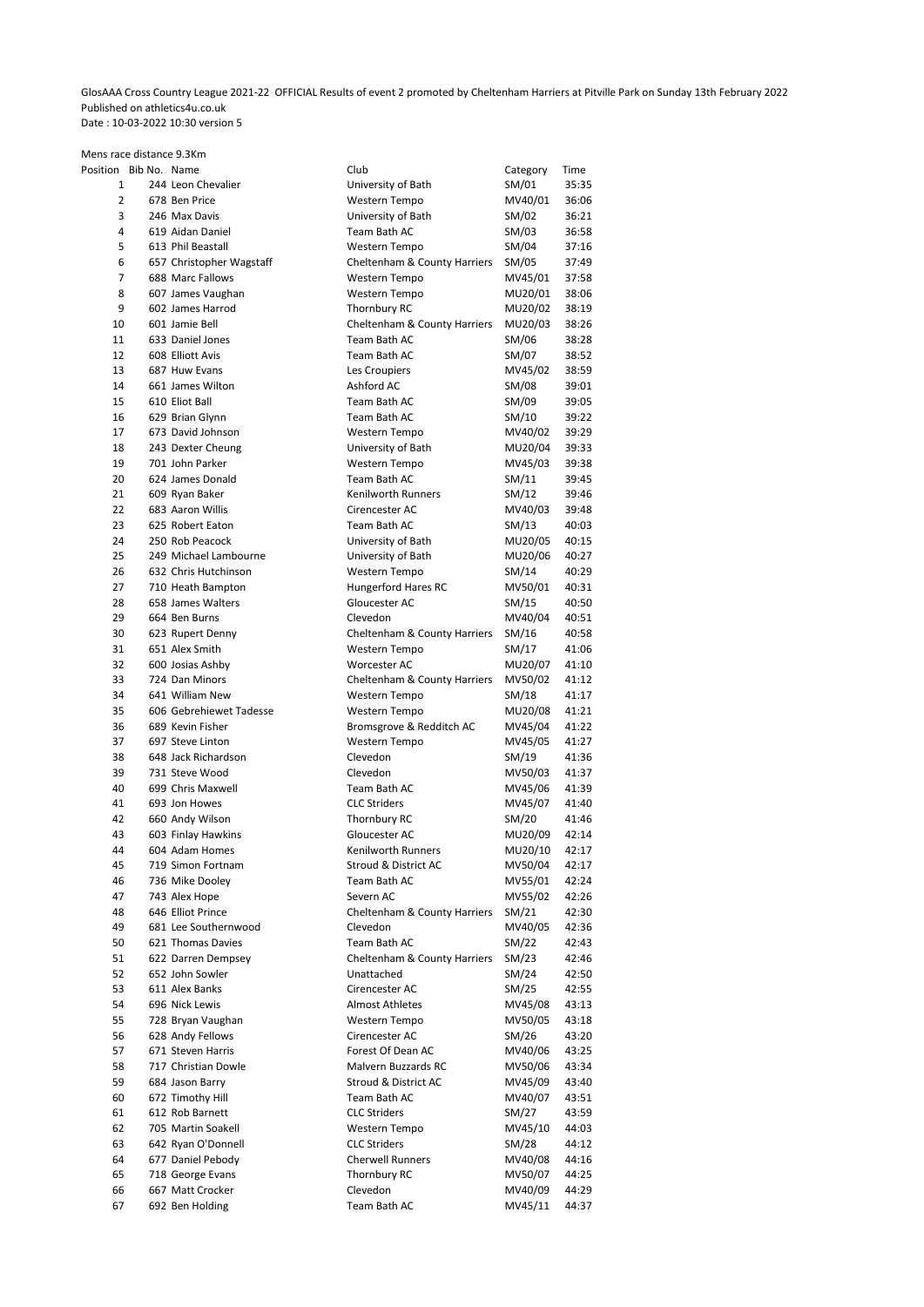GlosAAA Cross Country League 2021-22 OFFICIAL Results of event 2 promoted by Cheltenham Harriers at Pitville Park on Sunday 13th February 2022
Published on athletics4u.co.uk
Date : 10-03-2022 10:30 version 5

Mens race distance 9.3Km

| Position | Bib No. | Name | Club | Category | Time |
|---|---|---|---|---|---|
| 1 | 244 | Leon Chevalier | University of Bath | SM/01 | 35:35 |
| 2 | 678 | Ben Price | Western Tempo | MV40/01 | 36:06 |
| 3 | 246 | Max Davis | University of Bath | SM/02 | 36:21 |
| 4 | 619 | Aidan Daniel | Team Bath AC | SM/03 | 36:58 |
| 5 | 613 | Phil Beastall | Western Tempo | SM/04 | 37:16 |
| 6 | 657 | Christopher Wagstaff | Cheltenham & County Harriers | SM/05 | 37:49 |
| 7 | 688 | Marc Fallows | Western Tempo | MV45/01 | 37:58 |
| 8 | 607 | James Vaughan | Western Tempo | MU20/01 | 38:06 |
| 9 | 602 | James Harrod | Thornbury RC | MU20/02 | 38:19 |
| 10 | 601 | Jamie Bell | Cheltenham & County Harriers | MU20/03 | 38:26 |
| 11 | 633 | Daniel Jones | Team Bath AC | SM/06 | 38:28 |
| 12 | 608 | Elliott Avis | Team Bath AC | SM/07 | 38:52 |
| 13 | 687 | Huw Evans | Les Croupiers | MV45/02 | 38:59 |
| 14 | 661 | James Wilton | Ashford AC | SM/08 | 39:01 |
| 15 | 610 | Eliot Ball | Team Bath AC | SM/09 | 39:05 |
| 16 | 629 | Brian Glynn | Team Bath AC | SM/10 | 39:22 |
| 17 | 673 | David Johnson | Western Tempo | MV40/02 | 39:29 |
| 18 | 243 | Dexter Cheung | University of Bath | MU20/04 | 39:33 |
| 19 | 701 | John Parker | Western Tempo | MV45/03 | 39:38 |
| 20 | 624 | James Donald | Team Bath AC | SM/11 | 39:45 |
| 21 | 609 | Ryan Baker | Kenilworth Runners | SM/12 | 39:46 |
| 22 | 683 | Aaron Willis | Cirencester AC | MV40/03 | 39:48 |
| 23 | 625 | Robert Eaton | Team Bath AC | SM/13 | 40:03 |
| 24 | 250 | Rob Peacock | University of Bath | MU20/05 | 40:15 |
| 25 | 249 | Michael Lambourne | University of Bath | MU20/06 | 40:27 |
| 26 | 632 | Chris Hutchinson | Western Tempo | SM/14 | 40:29 |
| 27 | 710 | Heath Bampton | Hungerford Hares RC | MV50/01 | 40:31 |
| 28 | 658 | James Walters | Gloucester AC | SM/15 | 40:50 |
| 29 | 664 | Ben Burns | Clevedon | MV40/04 | 40:51 |
| 30 | 623 | Rupert Denny | Cheltenham & County Harriers | SM/16 | 40:58 |
| 31 | 651 | Alex Smith | Western Tempo | SM/17 | 41:06 |
| 32 | 600 | Josias Ashby | Worcester AC | MU20/07 | 41:10 |
| 33 | 724 | Dan Minors | Cheltenham & County Harriers | MV50/02 | 41:12 |
| 34 | 641 | William New | Western Tempo | SM/18 | 41:17 |
| 35 | 606 | Gebrehiewet Tadesse | Western Tempo | MU20/08 | 41:21 |
| 36 | 689 | Kevin Fisher | Bromsgrove & Redditch AC | MV45/04 | 41:22 |
| 37 | 697 | Steve Linton | Western Tempo | MV45/05 | 41:27 |
| 38 | 648 | Jack Richardson | Clevedon | SM/19 | 41:36 |
| 39 | 731 | Steve Wood | Clevedon | MV50/03 | 41:37 |
| 40 | 699 | Chris Maxwell | Team Bath AC | MV45/06 | 41:39 |
| 41 | 693 | Jon Howes | CLC Striders | MV45/07 | 41:40 |
| 42 | 660 | Andy Wilson | Thornbury RC | SM/20 | 41:46 |
| 43 | 603 | Finlay Hawkins | Gloucester AC | MU20/09 | 42:14 |
| 44 | 604 | Adam Homes | Kenilworth Runners | MU20/10 | 42:17 |
| 45 | 719 | Simon Fortnam | Stroud & District AC | MV50/04 | 42:17 |
| 46 | 736 | Mike Dooley | Team Bath AC | MV55/01 | 42:24 |
| 47 | 743 | Alex Hope | Severn AC | MV55/02 | 42:26 |
| 48 | 646 | Elliot Prince | Cheltenham & County Harriers | SM/21 | 42:30 |
| 49 | 681 | Lee Southernwood | Clevedon | MV40/05 | 42:36 |
| 50 | 621 | Thomas Davies | Team Bath AC | SM/22 | 42:43 |
| 51 | 622 | Darren Dempsey | Cheltenham & County Harriers | SM/23 | 42:46 |
| 52 | 652 | John Sowler | Unattached | SM/24 | 42:50 |
| 53 | 611 | Alex Banks | Cirencester AC | SM/25 | 42:55 |
| 54 | 696 | Nick Lewis | Almost Athletes | MV45/08 | 43:13 |
| 55 | 728 | Bryan Vaughan | Western Tempo | MV50/05 | 43:18 |
| 56 | 628 | Andy Fellows | Cirencester AC | SM/26 | 43:20 |
| 57 | 671 | Steven Harris | Forest Of Dean AC | MV40/06 | 43:25 |
| 58 | 717 | Christian Dowle | Malvern Buzzards RC | MV50/06 | 43:34 |
| 59 | 684 | Jason Barry | Stroud & District AC | MV45/09 | 43:40 |
| 60 | 672 | Timothy Hill | Team Bath AC | MV40/07 | 43:51 |
| 61 | 612 | Rob Barnett | CLC Striders | SM/27 | 43:59 |
| 62 | 705 | Martin Soakell | Western Tempo | MV45/10 | 44:03 |
| 63 | 642 | Ryan O'Donnell | CLC Striders | SM/28 | 44:12 |
| 64 | 677 | Daniel Pebody | Cherwell Runners | MV40/08 | 44:16 |
| 65 | 718 | George Evans | Thornbury RC | MV50/07 | 44:25 |
| 66 | 667 | Matt Crocker | Clevedon | MV40/09 | 44:29 |
| 67 | 692 | Ben Holding | Team Bath AC | MV45/11 | 44:37 |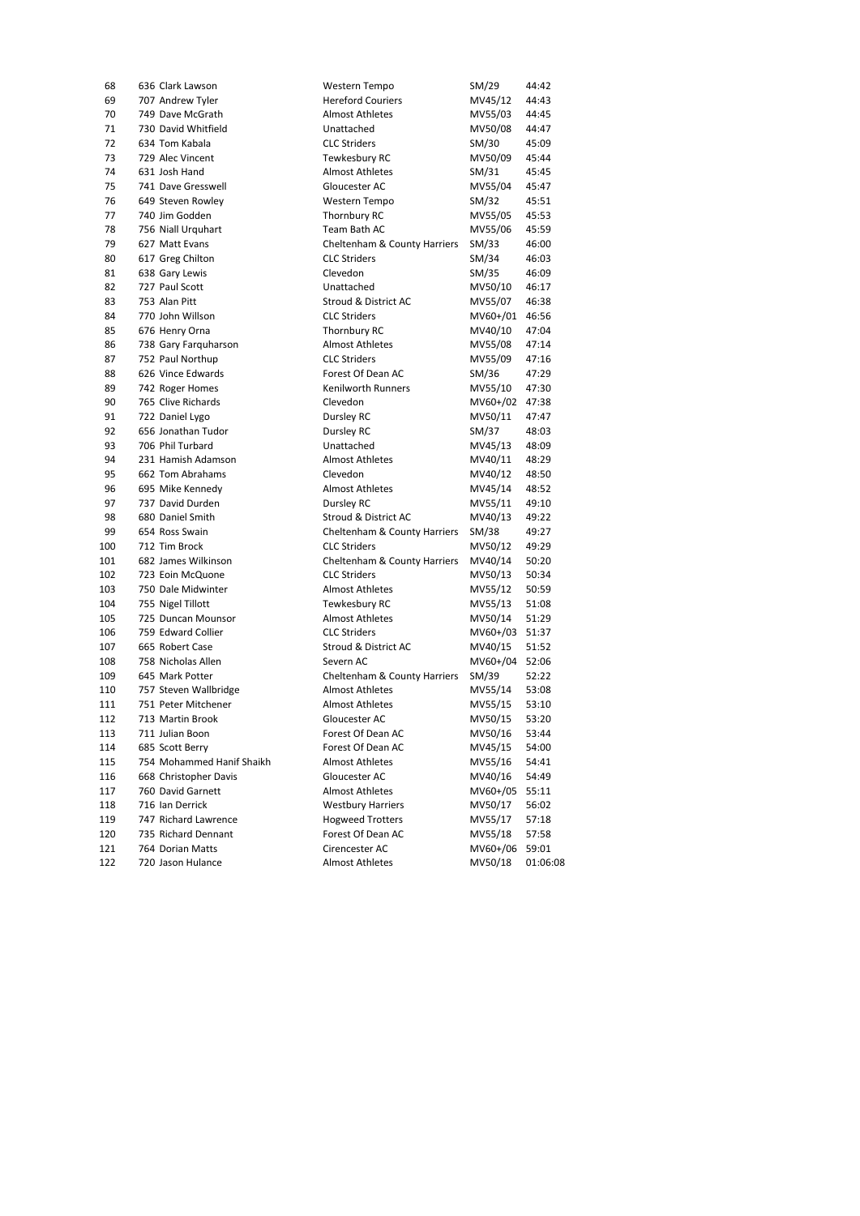| | | | | | |
|---|---|---|---|---|---|
| 68 | 636 | Clark Lawson | Western Tempo | SM/29 | 44:42 |
| 69 | 707 | Andrew Tyler | Hereford Couriers | MV45/12 | 44:43 |
| 70 | 749 | Dave McGrath | Almost Athletes | MV55/03 | 44:45 |
| 71 | 730 | David Whitfield | Unattached | MV50/08 | 44:47 |
| 72 | 634 | Tom Kabala | CLC Striders | SM/30 | 45:09 |
| 73 | 729 | Alec Vincent | Tewkesbury RC | MV50/09 | 45:44 |
| 74 | 631 | Josh Hand | Almost Athletes | SM/31 | 45:45 |
| 75 | 741 | Dave Gresswell | Gloucester AC | MV55/04 | 45:47 |
| 76 | 649 | Steven Rowley | Western Tempo | SM/32 | 45:51 |
| 77 | 740 | Jim Godden | Thornbury RC | MV55/05 | 45:53 |
| 78 | 756 | Niall Urquhart | Team Bath AC | MV55/06 | 45:59 |
| 79 | 627 | Matt Evans | Cheltenham & County Harriers | SM/33 | 46:00 |
| 80 | 617 | Greg Chilton | CLC Striders | SM/34 | 46:03 |
| 81 | 638 | Gary Lewis | Clevedon | SM/35 | 46:09 |
| 82 | 727 | Paul Scott | Unattached | MV50/10 | 46:17 |
| 83 | 753 | Alan Pitt | Stroud & District AC | MV55/07 | 46:38 |
| 84 | 770 | John Willson | CLC Striders | MV60+/01 | 46:56 |
| 85 | 676 | Henry Orna | Thornbury RC | MV40/10 | 47:04 |
| 86 | 738 | Gary Farquharson | Almost Athletes | MV55/08 | 47:14 |
| 87 | 752 | Paul Northup | CLC Striders | MV55/09 | 47:16 |
| 88 | 626 | Vince Edwards | Forest Of Dean AC | SM/36 | 47:29 |
| 89 | 742 | Roger Homes | Kenilworth Runners | MV55/10 | 47:30 |
| 90 | 765 | Clive Richards | Clevedon | MV60+/02 | 47:38 |
| 91 | 722 | Daniel Lygo | Dursley RC | MV50/11 | 47:47 |
| 92 | 656 | Jonathan Tudor | Dursley RC | SM/37 | 48:03 |
| 93 | 706 | Phil Turbard | Unattached | MV45/13 | 48:09 |
| 94 | 231 | Hamish Adamson | Almost Athletes | MV40/11 | 48:29 |
| 95 | 662 | Tom Abrahams | Clevedon | MV40/12 | 48:50 |
| 96 | 695 | Mike Kennedy | Almost Athletes | MV45/14 | 48:52 |
| 97 | 737 | David Durden | Dursley RC | MV55/11 | 49:10 |
| 98 | 680 | Daniel Smith | Stroud & District AC | MV40/13 | 49:22 |
| 99 | 654 | Ross Swain | Cheltenham & County Harriers | SM/38 | 49:27 |
| 100 | 712 | Tim Brock | CLC Striders | MV50/12 | 49:29 |
| 101 | 682 | James Wilkinson | Cheltenham & County Harriers | MV40/14 | 50:20 |
| 102 | 723 | Eoin McQuone | CLC Striders | MV50/13 | 50:34 |
| 103 | 750 | Dale Midwinter | Almost Athletes | MV55/12 | 50:59 |
| 104 | 755 | Nigel Tillott | Tewkesbury RC | MV55/13 | 51:08 |
| 105 | 725 | Duncan Mounsor | Almost Athletes | MV50/14 | 51:29 |
| 106 | 759 | Edward Collier | CLC Striders | MV60+/03 | 51:37 |
| 107 | 665 | Robert Case | Stroud & District AC | MV40/15 | 51:52 |
| 108 | 758 | Nicholas Allen | Severn AC | MV60+/04 | 52:06 |
| 109 | 645 | Mark Potter | Cheltenham & County Harriers | SM/39 | 52:22 |
| 110 | 757 | Steven Wallbridge | Almost Athletes | MV55/14 | 53:08 |
| 111 | 751 | Peter Mitchener | Almost Athletes | MV55/15 | 53:10 |
| 112 | 713 | Martin Brook | Gloucester AC | MV50/15 | 53:20 |
| 113 | 711 | Julian Boon | Forest Of Dean AC | MV50/16 | 53:44 |
| 114 | 685 | Scott Berry | Forest Of Dean AC | MV45/15 | 54:00 |
| 115 | 754 | Mohammed Hanif Shaikh | Almost Athletes | MV55/16 | 54:41 |
| 116 | 668 | Christopher Davis | Gloucester AC | MV40/16 | 54:49 |
| 117 | 760 | David Garnett | Almost Athletes | MV60+/05 | 55:11 |
| 118 | 716 | Ian Derrick | Westbury Harriers | MV50/17 | 56:02 |
| 119 | 747 | Richard Lawrence | Hogweed Trotters | MV55/17 | 57:18 |
| 120 | 735 | Richard Dennant | Forest Of Dean AC | MV55/18 | 57:58 |
| 121 | 764 | Dorian Matts | Cirencester AC | MV60+/06 | 59:01 |
| 122 | 720 | Jason Hulance | Almost Athletes | MV50/18 | 01:06:08 |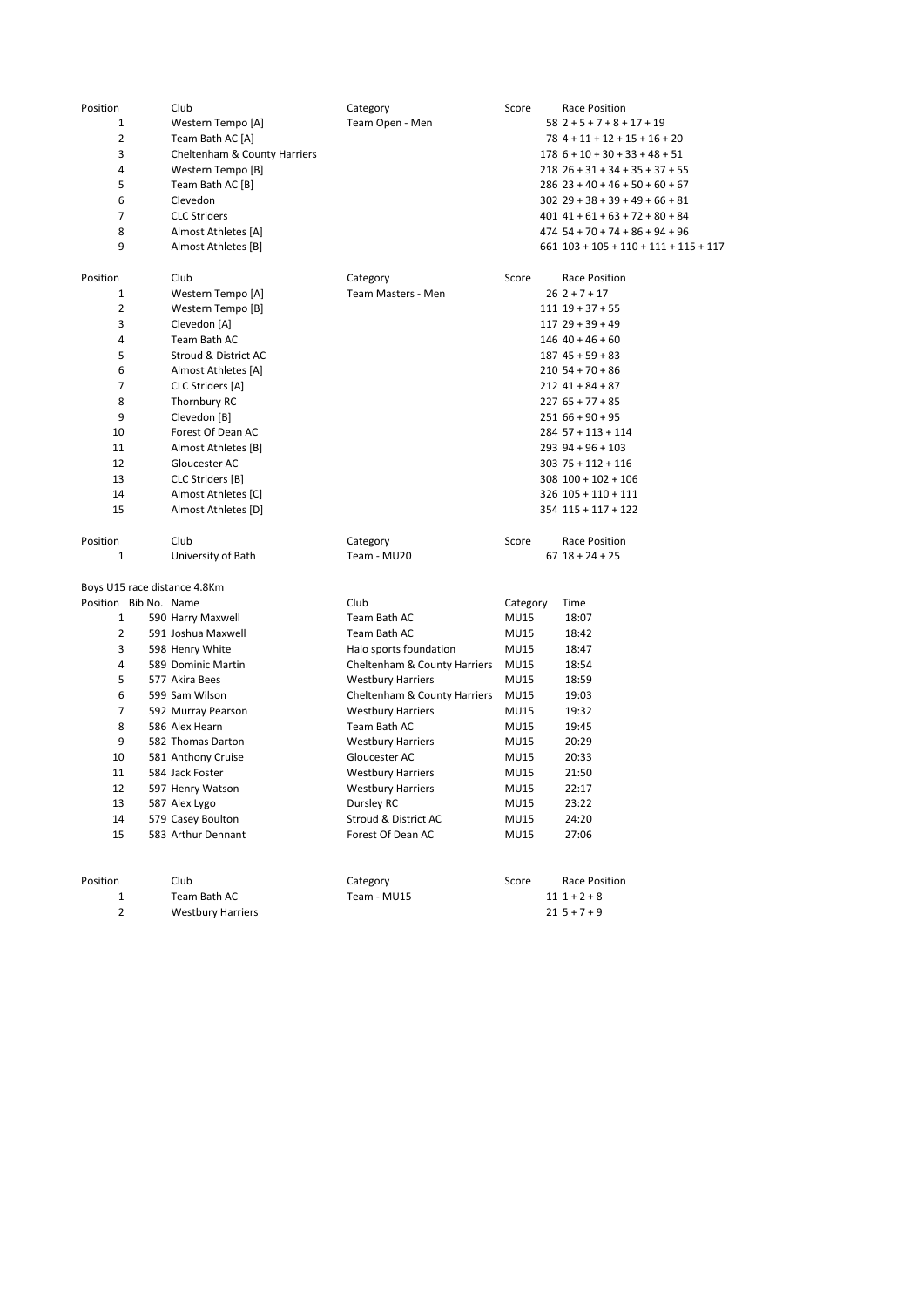| Position | Club | Category | Score | Race Position |
| --- | --- | --- | --- | --- |
| 1 | Western Tempo [A] | Team Open - Men | 58 | 2 + 5 + 7 + 8 + 17 + 19 |
| 2 | Team Bath AC [A] | | 78 | 4 + 11 + 12 + 15 + 16 + 20 |
| 3 | Cheltenham & County Harriers | | 178 | 6 + 10 + 30 + 33 + 48 + 51 |
| 4 | Western Tempo [B] | | 218 | 26 + 31 + 34 + 35 + 37 + 55 |
| 5 | Team Bath AC [B] | | 286 | 23 + 40 + 46 + 50 + 60 + 67 |
| 6 | Clevedon | | 302 | 29 + 38 + 39 + 49 + 66 + 81 |
| 7 | CLC Striders | | 401 | 41 + 61 + 63 + 72 + 80 + 84 |
| 8 | Almost Athletes [A] | | 474 | 54 + 70 + 74 + 86 + 94 + 96 |
| 9 | Almost Athletes [B] | | 661 | 103 + 105 + 110 + 111 + 115 + 117 |

| Position | Club | Category | Score | Race Position |
| --- | --- | --- | --- | --- |
| 1 | Western Tempo [A] | Team Masters - Men | 26 | 2 + 7 + 17 |
| 2 | Western Tempo [B] | | 111 | 19 + 37 + 55 |
| 3 | Clevedon [A] | | 117 | 29 + 39 + 49 |
| 4 | Team Bath AC | | 146 | 40 + 46 + 60 |
| 5 | Stroud & District AC | | 187 | 45 + 59 + 83 |
| 6 | Almost Athletes [A] | | 210 | 54 + 70 + 86 |
| 7 | CLC Striders [A] | | 212 | 41 + 84 + 87 |
| 8 | Thornbury RC | | 227 | 65 + 77 + 85 |
| 9 | Clevedon [B] | | 251 | 66 + 90 + 95 |
| 10 | Forest Of Dean AC | | 284 | 57 + 113 + 114 |
| 11 | Almost Athletes [B] | | 293 | 94 + 96 + 103 |
| 12 | Gloucester AC | | 303 | 75 + 112 + 116 |
| 13 | CLC Striders [B] | | 308 | 100 + 102 + 106 |
| 14 | Almost Athletes [C] | | 326 | 105 + 110 + 111 |
| 15 | Almost Athletes [D] | | 354 | 115 + 117 + 122 |

| Position | Club | Category | Score | Race Position |
| --- | --- | --- | --- | --- |
| 1 | University of Bath | Team - MU20 | 67 | 18 + 24 + 25 |

Boys U15 race distance 4.8Km

| Position | Bib No. | Name | Club | Category | Time |
| --- | --- | --- | --- | --- | --- |
| 1 | 590 | Harry Maxwell | Team Bath AC | MU15 | 18:07 |
| 2 | 591 | Joshua Maxwell | Team Bath AC | MU15 | 18:42 |
| 3 | 598 | Henry White | Halo sports foundation | MU15 | 18:47 |
| 4 | 589 | Dominic Martin | Cheltenham & County Harriers | MU15 | 18:54 |
| 5 | 577 | Akira Bees | Westbury Harriers | MU15 | 18:59 |
| 6 | 599 | Sam Wilson | Cheltenham & County Harriers | MU15 | 19:03 |
| 7 | 592 | Murray Pearson | Westbury Harriers | MU15 | 19:32 |
| 8 | 586 | Alex Hearn | Team Bath AC | MU15 | 19:45 |
| 9 | 582 | Thomas Darton | Westbury Harriers | MU15 | 20:29 |
| 10 | 581 | Anthony Cruise | Gloucester AC | MU15 | 20:33 |
| 11 | 584 | Jack Foster | Westbury Harriers | MU15 | 21:50 |
| 12 | 597 | Henry Watson | Westbury Harriers | MU15 | 22:17 |
| 13 | 587 | Alex Lygo | Dursley RC | MU15 | 23:22 |
| 14 | 579 | Casey Boulton | Stroud & District AC | MU15 | 24:20 |
| 15 | 583 | Arthur Dennant | Forest Of Dean AC | MU15 | 27:06 |

| Position | Club | Category | Score | Race Position |
| --- | --- | --- | --- | --- |
| 1 | Team Bath AC | Team - MU15 | 11 | 1 + 2 + 8 |
| 2 | Westbury Harriers | | 21 | 5 + 7 + 9 |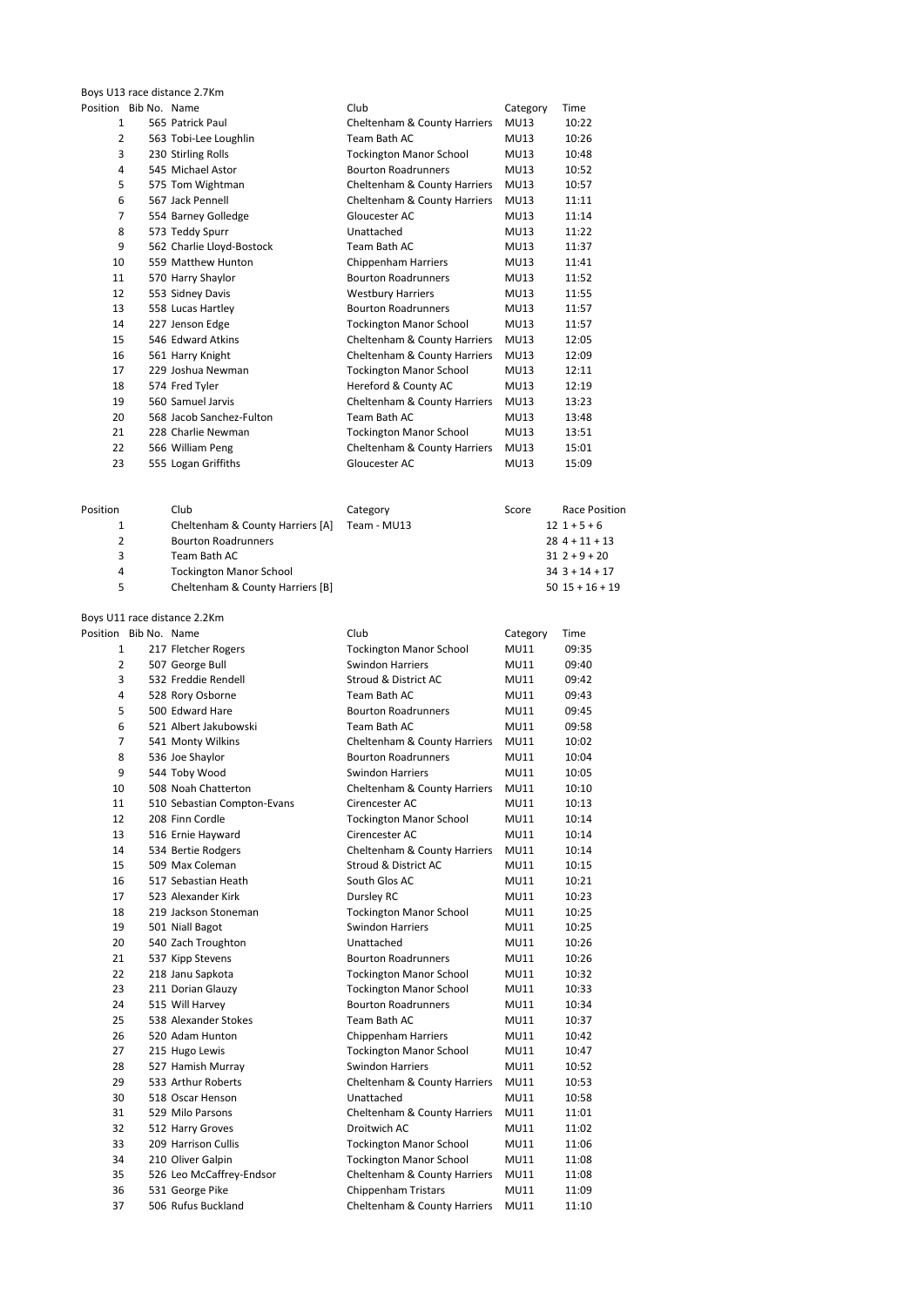Boys U13 race distance 2.7Km

| Position | Bib No. | Name | Club | Category | Time |
|---|---|---|---|---|---|
| 1 | 565 | Patrick Paul | Cheltenham & County Harriers | MU13 | 10:22 |
| 2 | 563 | Tobi-Lee Loughlin | Team Bath AC | MU13 | 10:26 |
| 3 | 230 | Stirling Rolls | Tockington Manor School | MU13 | 10:48 |
| 4 | 545 | Michael Astor | Bourton Roadrunners | MU13 | 10:52 |
| 5 | 575 | Tom Wightman | Cheltenham & County Harriers | MU13 | 10:57 |
| 6 | 567 | Jack Pennell | Cheltenham & County Harriers | MU13 | 11:11 |
| 7 | 554 | Barney Golledge | Gloucester AC | MU13 | 11:14 |
| 8 | 573 | Teddy Spurr | Unattached | MU13 | 11:22 |
| 9 | 562 | Charlie Lloyd-Bostock | Team Bath AC | MU13 | 11:37 |
| 10 | 559 | Matthew Hunton | Chippenham Harriers | MU13 | 11:41 |
| 11 | 570 | Harry Shaylor | Bourton Roadrunners | MU13 | 11:52 |
| 12 | 553 | Sidney Davis | Westbury Harriers | MU13 | 11:55 |
| 13 | 558 | Lucas Hartley | Bourton Roadrunners | MU13 | 11:57 |
| 14 | 227 | Jenson Edge | Tockington Manor School | MU13 | 11:57 |
| 15 | 546 | Edward Atkins | Cheltenham & County Harriers | MU13 | 12:05 |
| 16 | 561 | Harry Knight | Cheltenham & County Harriers | MU13 | 12:09 |
| 17 | 229 | Joshua Newman | Tockington Manor School | MU13 | 12:11 |
| 18 | 574 | Fred Tyler | Hereford & County AC | MU13 | 12:19 |
| 19 | 560 | Samuel Jarvis | Cheltenham & County Harriers | MU13 | 13:23 |
| 20 | 568 | Jacob Sanchez-Fulton | Team Bath AC | MU13 | 13:48 |
| 21 | 228 | Charlie Newman | Tockington Manor School | MU13 | 13:51 |
| 22 | 566 | William Peng | Cheltenham & County Harriers | MU13 | 15:01 |
| 23 | 555 | Logan Griffiths | Gloucester AC | MU13 | 15:09 |

| Position | Club | Category | Score | Race Position |
|---|---|---|---|---|
| 1 | Cheltenham & County Harriers [A] | Team - MU13 | 12 | 1 + 5 + 6 |
| 2 | Bourton Roadrunners | | 28 | 4 + 11 + 13 |
| 3 | Team Bath AC | | 31 | 2 + 9 + 20 |
| 4 | Tockington Manor School | | 34 | 3 + 14 + 17 |
| 5 | Cheltenham & County Harriers [B] | | 50 | 15 + 16 + 19 |

Boys U11 race distance 2.2Km

| Position | Bib No. | Name | Club | Category | Time |
|---|---|---|---|---|---|
| 1 | 217 | Fletcher Rogers | Tockington Manor School | MU11 | 09:35 |
| 2 | 507 | George Bull | Swindon Harriers | MU11 | 09:40 |
| 3 | 532 | Freddie Rendell | Stroud & District AC | MU11 | 09:42 |
| 4 | 528 | Rory Osborne | Team Bath AC | MU11 | 09:43 |
| 5 | 500 | Edward Hare | Bourton Roadrunners | MU11 | 09:45 |
| 6 | 521 | Albert Jakubowski | Team Bath AC | MU11 | 09:58 |
| 7 | 541 | Monty Wilkins | Cheltenham & County Harriers | MU11 | 10:02 |
| 8 | 536 | Joe Shaylor | Bourton Roadrunners | MU11 | 10:04 |
| 9 | 544 | Toby Wood | Swindon Harriers | MU11 | 10:05 |
| 10 | 508 | Noah Chatterton | Cheltenham & County Harriers | MU11 | 10:10 |
| 11 | 510 | Sebastian Compton-Evans | Cirencester AC | MU11 | 10:13 |
| 12 | 208 | Finn Cordle | Tockington Manor School | MU11 | 10:14 |
| 13 | 516 | Ernie Hayward | Cirencester AC | MU11 | 10:14 |
| 14 | 534 | Bertie Rodgers | Cheltenham & County Harriers | MU11 | 10:14 |
| 15 | 509 | Max Coleman | Stroud & District AC | MU11 | 10:15 |
| 16 | 517 | Sebastian Heath | South Glos AC | MU11 | 10:21 |
| 17 | 523 | Alexander Kirk | Dursley RC | MU11 | 10:23 |
| 18 | 219 | Jackson Stoneman | Tockington Manor School | MU11 | 10:25 |
| 19 | 501 | Niall Bagot | Swindon Harriers | MU11 | 10:25 |
| 20 | 540 | Zach Troughton | Unattached | MU11 | 10:26 |
| 21 | 537 | Kipp Stevens | Bourton Roadrunners | MU11 | 10:26 |
| 22 | 218 | Janu Sapkota | Tockington Manor School | MU11 | 10:32 |
| 23 | 211 | Dorian Glauzy | Tockington Manor School | MU11 | 10:33 |
| 24 | 515 | Will Harvey | Bourton Roadrunners | MU11 | 10:34 |
| 25 | 538 | Alexander Stokes | Team Bath AC | MU11 | 10:37 |
| 26 | 520 | Adam Hunton | Chippenham Harriers | MU11 | 10:42 |
| 27 | 215 | Hugo Lewis | Tockington Manor School | MU11 | 10:47 |
| 28 | 527 | Hamish Murray | Swindon Harriers | MU11 | 10:52 |
| 29 | 533 | Arthur Roberts | Cheltenham & County Harriers | MU11 | 10:53 |
| 30 | 518 | Oscar Henson | Unattached | MU11 | 10:58 |
| 31 | 529 | Milo Parsons | Cheltenham & County Harriers | MU11 | 11:01 |
| 32 | 512 | Harry Groves | Droitwich AC | MU11 | 11:02 |
| 33 | 209 | Harrison Cullis | Tockington Manor School | MU11 | 11:06 |
| 34 | 210 | Oliver Galpin | Tockington Manor School | MU11 | 11:08 |
| 35 | 526 | Leo McCaffrey-Endsor | Cheltenham & County Harriers | MU11 | 11:08 |
| 36 | 531 | George Pike | Chippenham Tristars | MU11 | 11:09 |
| 37 | 506 | Rufus Buckland | Cheltenham & County Harriers | MU11 | 11:10 |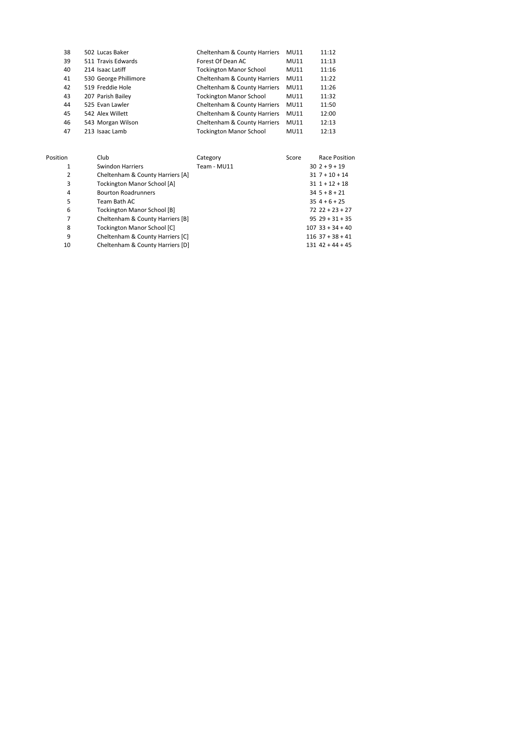| | | | | |
|---|---|---|---|---|
| 38 | 502 Lucas Baker | Cheltenham & County Harriers | MU11 | 11:12 |
| 39 | 511 Travis Edwards | Forest Of Dean AC | MU11 | 11:13 |
| 40 | 214 Isaac Latiff | Tockington Manor School | MU11 | 11:16 |
| 41 | 530 George Phillimore | Cheltenham & County Harriers | MU11 | 11:22 |
| 42 | 519 Freddie Hole | Cheltenham & County Harriers | MU11 | 11:26 |
| 43 | 207 Parish Bailey | Tockington Manor School | MU11 | 11:32 |
| 44 | 525 Evan Lawler | Cheltenham & County Harriers | MU11 | 11:50 |
| 45 | 542 Alex Willett | Cheltenham & County Harriers | MU11 | 12:00 |
| 46 | 543 Morgan Wilson | Cheltenham & County Harriers | MU11 | 12:13 |
| 47 | 213 Isaac Lamb | Tockington Manor School | MU11 | 12:13 |

| Position | Club | Category | Score | Race Position |
|---|---|---|---|---|
| 1 | Swindon Harriers | Team - MU11 | 30 | 2 + 9 + 19 |
| 2 | Cheltenham & County Harriers [A] | | 31 | 7 + 10 + 14 |
| 3 | Tockington Manor School [A] | | 31 | 1 + 12 + 18 |
| 4 | Bourton Roadrunners | | 34 | 5 + 8 + 21 |
| 5 | Team Bath AC | | 35 | 4 + 6 + 25 |
| 6 | Tockington Manor School [B] | | 72 | 22 + 23 + 27 |
| 7 | Cheltenham & County Harriers [B] | | 95 | 29 + 31 + 35 |
| 8 | Tockington Manor School [C] | | 107 | 33 + 34 + 40 |
| 9 | Cheltenham & County Harriers [C] | | 116 | 37 + 38 + 41 |
| 10 | Cheltenham & County Harriers [D] | | 131 | 42 + 44 + 45 |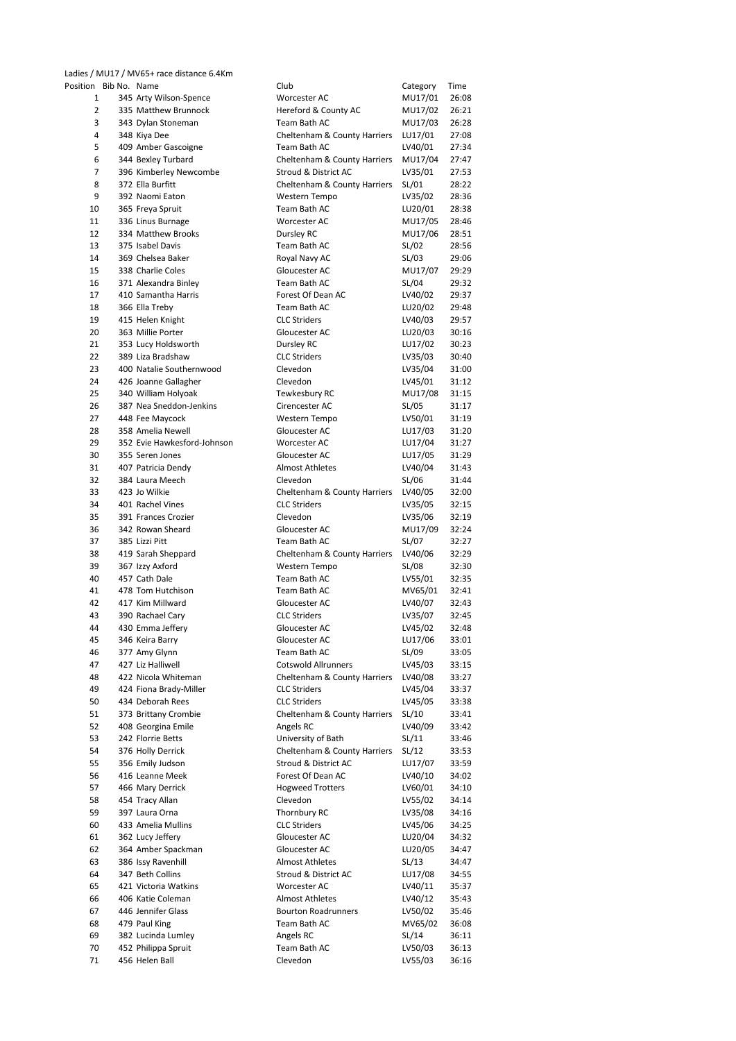Ladies / MU17 / MV65+ race distance 6.4Km

| Position | Bib No. | Name | Club | Category | Time |
|---|---|---|---|---|---|
| 1 | 345 | Arty Wilson-Spence | Worcester AC | MU17/01 | 26:08 |
| 2 | 335 | Matthew Brunnock | Hereford & County AC | MU17/02 | 26:21 |
| 3 | 343 | Dylan Stoneman | Team Bath AC | MU17/03 | 26:28 |
| 4 | 348 | Kiya Dee | Cheltenham & County Harriers | LU17/01 | 27:08 |
| 5 | 409 | Amber Gascoigne | Team Bath AC | LV40/01 | 27:34 |
| 6 | 344 | Bexley Turbard | Cheltenham & County Harriers | MU17/04 | 27:47 |
| 7 | 396 | Kimberley Newcombe | Stroud & District AC | LV35/01 | 27:53 |
| 8 | 372 | Ella Burfitt | Cheltenham & County Harriers | SL/01 | 28:22 |
| 9 | 392 | Naomi Eaton | Western Tempo | LV35/02 | 28:36 |
| 10 | 365 | Freya Spruit | Team Bath AC | LU20/01 | 28:38 |
| 11 | 336 | Linus Burnage | Worcester AC | MU17/05 | 28:46 |
| 12 | 334 | Matthew Brooks | Dursley RC | MU17/06 | 28:51 |
| 13 | 375 | Isabel Davis | Team Bath AC | SL/02 | 28:56 |
| 14 | 369 | Chelsea Baker | Royal Navy AC | SL/03 | 29:06 |
| 15 | 338 | Charlie Coles | Gloucester AC | MU17/07 | 29:29 |
| 16 | 371 | Alexandra Binley | Team Bath AC | SL/04 | 29:32 |
| 17 | 410 | Samantha Harris | Forest Of Dean AC | LV40/02 | 29:37 |
| 18 | 366 | Ella Treby | Team Bath AC | LU20/02 | 29:48 |
| 19 | 415 | Helen Knight | CLC Striders | LV40/03 | 29:57 |
| 20 | 363 | Millie Porter | Gloucester AC | LU20/03 | 30:16 |
| 21 | 353 | Lucy Holdsworth | Dursley RC | LU17/02 | 30:23 |
| 22 | 389 | Liza Bradshaw | CLC Striders | LV35/03 | 30:40 |
| 23 | 400 | Natalie Southernwood | Clevedon | LV35/04 | 31:00 |
| 24 | 426 | Joanne Gallagher | Clevedon | LV45/01 | 31:12 |
| 25 | 340 | William Holyoak | Tewkesbury RC | MU17/08 | 31:15 |
| 26 | 387 | Nea Sneddon-Jenkins | Cirencester AC | SL/05 | 31:17 |
| 27 | 448 | Fee Maycock | Western Tempo | LV50/01 | 31:19 |
| 28 | 358 | Amelia Newell | Gloucester AC | LU17/03 | 31:20 |
| 29 | 352 | Evie Hawkesford-Johnson | Worcester AC | LU17/04 | 31:27 |
| 30 | 355 | Seren Jones | Gloucester AC | LU17/05 | 31:29 |
| 31 | 407 | Patricia Dendy | Almost Athletes | LV40/04 | 31:43 |
| 32 | 384 | Laura Meech | Clevedon | SL/06 | 31:44 |
| 33 | 423 | Jo Wilkie | Cheltenham & County Harriers | LV40/05 | 32:00 |
| 34 | 401 | Rachel Vines | CLC Striders | LV35/05 | 32:15 |
| 35 | 391 | Frances Crozier | Clevedon | LV35/06 | 32:19 |
| 36 | 342 | Rowan Sheard | Gloucester AC | MU17/09 | 32:24 |
| 37 | 385 | Lizzi Pitt | Team Bath AC | SL/07 | 32:27 |
| 38 | 419 | Sarah Sheppard | Cheltenham & County Harriers | LV40/06 | 32:29 |
| 39 | 367 | Izzy Axford | Western Tempo | SL/08 | 32:30 |
| 40 | 457 | Cath Dale | Team Bath AC | LV55/01 | 32:35 |
| 41 | 478 | Tom Hutchison | Team Bath AC | MV65/01 | 32:41 |
| 42 | 417 | Kim Millward | Gloucester AC | LV40/07 | 32:43 |
| 43 | 390 | Rachael Cary | CLC Striders | LV35/07 | 32:45 |
| 44 | 430 | Emma Jeffery | Gloucester AC | LV45/02 | 32:48 |
| 45 | 346 | Keira Barry | Gloucester AC | LU17/06 | 33:01 |
| 46 | 377 | Amy Glynn | Team Bath AC | SL/09 | 33:05 |
| 47 | 427 | Liz Halliwell | Cotswold Allrunners | LV45/03 | 33:15 |
| 48 | 422 | Nicola Whiteman | Cheltenham & County Harriers | LV40/08 | 33:27 |
| 49 | 424 | Fiona Brady-Miller | CLC Striders | LV45/04 | 33:37 |
| 50 | 434 | Deborah Rees | CLC Striders | LV45/05 | 33:38 |
| 51 | 373 | Brittany Crombie | Cheltenham & County Harriers | SL/10 | 33:41 |
| 52 | 408 | Georgina Emile | Angels RC | LV40/09 | 33:42 |
| 53 | 242 | Florrie Betts | University of Bath | SL/11 | 33:46 |
| 54 | 376 | Holly Derrick | Cheltenham & County Harriers | SL/12 | 33:53 |
| 55 | 356 | Emily Judson | Stroud & District AC | LU17/07 | 33:59 |
| 56 | 416 | Leanne Meek | Forest Of Dean AC | LV40/10 | 34:02 |
| 57 | 466 | Mary Derrick | Hogweed Trotters | LV60/01 | 34:10 |
| 58 | 454 | Tracy Allan | Clevedon | LV55/02 | 34:14 |
| 59 | 397 | Laura Orna | Thornbury RC | LV35/08 | 34:16 |
| 60 | 433 | Amelia Mullins | CLC Striders | LV45/06 | 34:25 |
| 61 | 362 | Lucy Jeffery | Gloucester AC | LU20/04 | 34:32 |
| 62 | 364 | Amber Spackman | Gloucester AC | LU20/05 | 34:47 |
| 63 | 386 | Issy Ravenhill | Almost Athletes | SL/13 | 34:47 |
| 64 | 347 | Beth Collins | Stroud & District AC | LU17/08 | 34:55 |
| 65 | 421 | Victoria Watkins | Worcester AC | LV40/11 | 35:37 |
| 66 | 406 | Katie Coleman | Almost Athletes | LV40/12 | 35:43 |
| 67 | 446 | Jennifer Glass | Bourton Roadrunners | LV50/02 | 35:46 |
| 68 | 479 | Paul King | Team Bath AC | MV65/02 | 36:08 |
| 69 | 382 | Lucinda Lumley | Angels RC | SL/14 | 36:11 |
| 70 | 452 | Philippa Spruit | Team Bath AC | LV50/03 | 36:13 |
| 71 | 456 | Helen Ball | Clevedon | LV55/03 | 36:16 |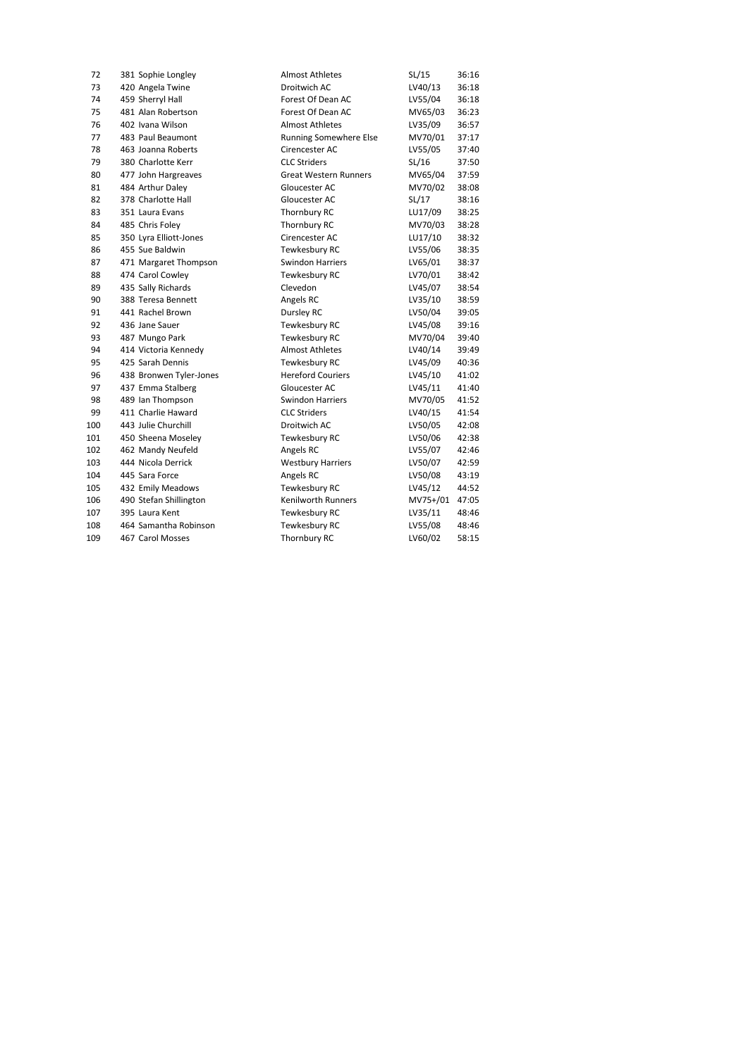| 72 | 381 | Sophie Longley | Almost Athletes | SL/15 | 36:16 |
|---|---|---|---|---|---|
| 73 | 420 | Angela Twine | Droitwich AC | LV40/13 | 36:18 |
| 74 | 459 | Sherryl Hall | Forest Of Dean AC | LV55/04 | 36:18 |
| 75 | 481 | Alan Robertson | Forest Of Dean AC | MV65/03 | 36:23 |
| 76 | 402 | Ivana Wilson | Almost Athletes | LV35/09 | 36:57 |
| 77 | 483 | Paul Beaumont | Running Somewhere Else | MV70/01 | 37:17 |
| 78 | 463 | Joanna Roberts | Cirencester AC | LV55/05 | 37:40 |
| 79 | 380 | Charlotte Kerr | CLC Striders | SL/16 | 37:50 |
| 80 | 477 | John Hargreaves | Great Western Runners | MV65/04 | 37:59 |
| 81 | 484 | Arthur Daley | Gloucester AC | MV70/02 | 38:08 |
| 82 | 378 | Charlotte Hall | Gloucester AC | SL/17 | 38:16 |
| 83 | 351 | Laura Evans | Thornbury RC | LU17/09 | 38:25 |
| 84 | 485 | Chris Foley | Thornbury RC | MV70/03 | 38:28 |
| 85 | 350 | Lyra Elliott-Jones | Cirencester AC | LU17/10 | 38:32 |
| 86 | 455 | Sue Baldwin | Tewkesbury RC | LV55/06 | 38:35 |
| 87 | 471 | Margaret Thompson | Swindon Harriers | LV65/01 | 38:37 |
| 88 | 474 | Carol Cowley | Tewkesbury RC | LV70/01 | 38:42 |
| 89 | 435 | Sally Richards | Clevedon | LV45/07 | 38:54 |
| 90 | 388 | Teresa Bennett | Angels RC | LV35/10 | 38:59 |
| 91 | 441 | Rachel Brown | Dursley RC | LV50/04 | 39:05 |
| 92 | 436 | Jane Sauer | Tewkesbury RC | LV45/08 | 39:16 |
| 93 | 487 | Mungo Park | Tewkesbury RC | MV70/04 | 39:40 |
| 94 | 414 | Victoria Kennedy | Almost Athletes | LV40/14 | 39:49 |
| 95 | 425 | Sarah Dennis | Tewkesbury RC | LV45/09 | 40:36 |
| 96 | 438 | Bronwen Tyler-Jones | Hereford Couriers | LV45/10 | 41:02 |
| 97 | 437 | Emma Stalberg | Gloucester AC | LV45/11 | 41:40 |
| 98 | 489 | Ian Thompson | Swindon Harriers | MV70/05 | 41:52 |
| 99 | 411 | Charlie Haward | CLC Striders | LV40/15 | 41:54 |
| 100 | 443 | Julie Churchill | Droitwich AC | LV50/05 | 42:08 |
| 101 | 450 | Sheena Moseley | Tewkesbury RC | LV50/06 | 42:38 |
| 102 | 462 | Mandy Neufeld | Angels RC | LV55/07 | 42:46 |
| 103 | 444 | Nicola Derrick | Westbury Harriers | LV50/07 | 42:59 |
| 104 | 445 | Sara Force | Angels RC | LV50/08 | 43:19 |
| 105 | 432 | Emily Meadows | Tewkesbury RC | LV45/12 | 44:52 |
| 106 | 490 | Stefan Shillington | Kenilworth Runners | MV75+/01 | 47:05 |
| 107 | 395 | Laura Kent | Tewkesbury RC | LV35/11 | 48:46 |
| 108 | 464 | Samantha Robinson | Tewkesbury RC | LV55/08 | 48:46 |
| 109 | 467 | Carol Mosses | Thornbury RC | LV60/02 | 58:15 |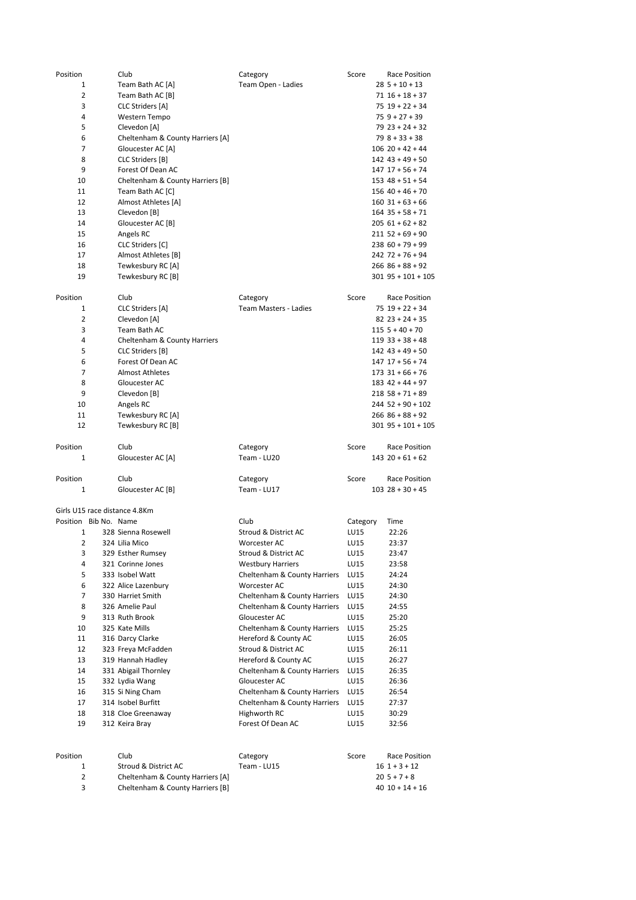| Position | Club | Category | Score | Race Position |
|---|---|---|---|---|
| 1 | Team Bath AC [A] | Team Open - Ladies | 28 | 5 + 10 + 13 |
| 2 | Team Bath AC [B] | | 71 | 16 + 18 + 37 |
| 3 | CLC Striders [A] | | 75 | 19 + 22 + 34 |
| 4 | Western Tempo | | 75 | 9 + 27 + 39 |
| 5 | Clevedon [A] | | 79 | 23 + 24 + 32 |
| 6 | Cheltenham & County Harriers [A] | | 79 | 8 + 33 + 38 |
| 7 | Gloucester AC [A] | | 106 | 20 + 42 + 44 |
| 8 | CLC Striders [B] | | 142 | 43 + 49 + 50 |
| 9 | Forest Of Dean AC | | 147 | 17 + 56 + 74 |
| 10 | Cheltenham & County Harriers [B] | | 153 | 48 + 51 + 54 |
| 11 | Team Bath AC [C] | | 156 | 40 + 46 + 70 |
| 12 | Almost Athletes [A] | | 160 | 31 + 63 + 66 |
| 13 | Clevedon [B] | | 164 | 35 + 58 + 71 |
| 14 | Gloucester AC [B] | | 205 | 61 + 62 + 82 |
| 15 | Angels RC | | 211 | 52 + 69 + 90 |
| 16 | CLC Striders [C] | | 238 | 60 + 79 + 99 |
| 17 | Almost Athletes [B] | | 242 | 72 + 76 + 94 |
| 18 | Tewkesbury RC [A] | | 266 | 86 + 88 + 92 |
| 19 | Tewkesbury RC [B] | | 301 | 95 + 101 + 105 |

| Position | Club | Category | Score | Race Position |
|---|---|---|---|---|
| 1 | CLC Striders [A] | Team Masters - Ladies | 75 | 19 + 22 + 34 |
| 2 | Clevedon [A] | | 82 | 23 + 24 + 35 |
| 3 | Team Bath AC | | 115 | 5 + 40 + 70 |
| 4 | Cheltenham & County Harriers | | 119 | 33 + 38 + 48 |
| 5 | CLC Striders [B] | | 142 | 43 + 49 + 50 |
| 6 | Forest Of Dean AC | | 147 | 17 + 56 + 74 |
| 7 | Almost Athletes | | 173 | 31 + 66 + 76 |
| 8 | Gloucester AC | | 183 | 42 + 44 + 97 |
| 9 | Clevedon [B] | | 218 | 58 + 71 + 89 |
| 10 | Angels RC | | 244 | 52 + 90 + 102 |
| 11 | Tewkesbury RC [A] | | 266 | 86 + 88 + 92 |
| 12 | Tewkesbury RC [B] | | 301 | 95 + 101 + 105 |

| Position | Club | Category | Score | Race Position |
|---|---|---|---|---|
| 1 | Gloucester AC [A] | Team - LU20 | 143 | 20 + 61 + 62 |

| Position | Club | Category | Score | Race Position |
|---|---|---|---|---|
| 1 | Gloucester AC [B] | Team - LU17 | 103 | 28 + 30 + 45 |

Girls U15 race distance 4.8Km

| Position | Bib No. | Name | Club | Category | Time |
|---|---|---|---|---|---|
| 1 | 328 | Sienna Rosewell | Stroud & District AC | LU15 | 22:26 |
| 2 | 324 | Lilia Mico | Worcester AC | LU15 | 23:37 |
| 3 | 329 | Esther Rumsey | Stroud & District AC | LU15 | 23:47 |
| 4 | 321 | Corinne Jones | Westbury Harriers | LU15 | 23:58 |
| 5 | 333 | Isobel Watt | Cheltenham & County Harriers | LU15 | 24:24 |
| 6 | 322 | Alice Lazenbury | Worcester AC | LU15 | 24:30 |
| 7 | 330 | Harriet Smith | Cheltenham & County Harriers | LU15 | 24:30 |
| 8 | 326 | Amelie Paul | Cheltenham & County Harriers | LU15 | 24:55 |
| 9 | 313 | Ruth Brook | Gloucester AC | LU15 | 25:20 |
| 10 | 325 | Kate Mills | Cheltenham & County Harriers | LU15 | 25:25 |
| 11 | 316 | Darcy Clarke | Hereford & County AC | LU15 | 26:05 |
| 12 | 323 | Freya McFadden | Stroud & District AC | LU15 | 26:11 |
| 13 | 319 | Hannah Hadley | Hereford & County AC | LU15 | 26:27 |
| 14 | 331 | Abigail Thornley | Cheltenham & County Harriers | LU15 | 26:35 |
| 15 | 332 | Lydia Wang | Gloucester AC | LU15 | 26:36 |
| 16 | 315 | Si Ning Cham | Cheltenham & County Harriers | LU15 | 26:54 |
| 17 | 314 | Isobel Burfitt | Cheltenham & County Harriers | LU15 | 27:37 |
| 18 | 318 | Cloe Greenaway | Highworth RC | LU15 | 30:29 |
| 19 | 312 | Keira Bray | Forest Of Dean AC | LU15 | 32:56 |

| Position | Club | Category | Score | Race Position |
|---|---|---|---|---|
| 1 | Stroud & District AC | Team - LU15 | 16 | 1 + 3 + 12 |
| 2 | Cheltenham & County Harriers [A] | | 20 | 5 + 7 + 8 |
| 3 | Cheltenham & County Harriers [B] | | 40 | 10 + 14 + 16 |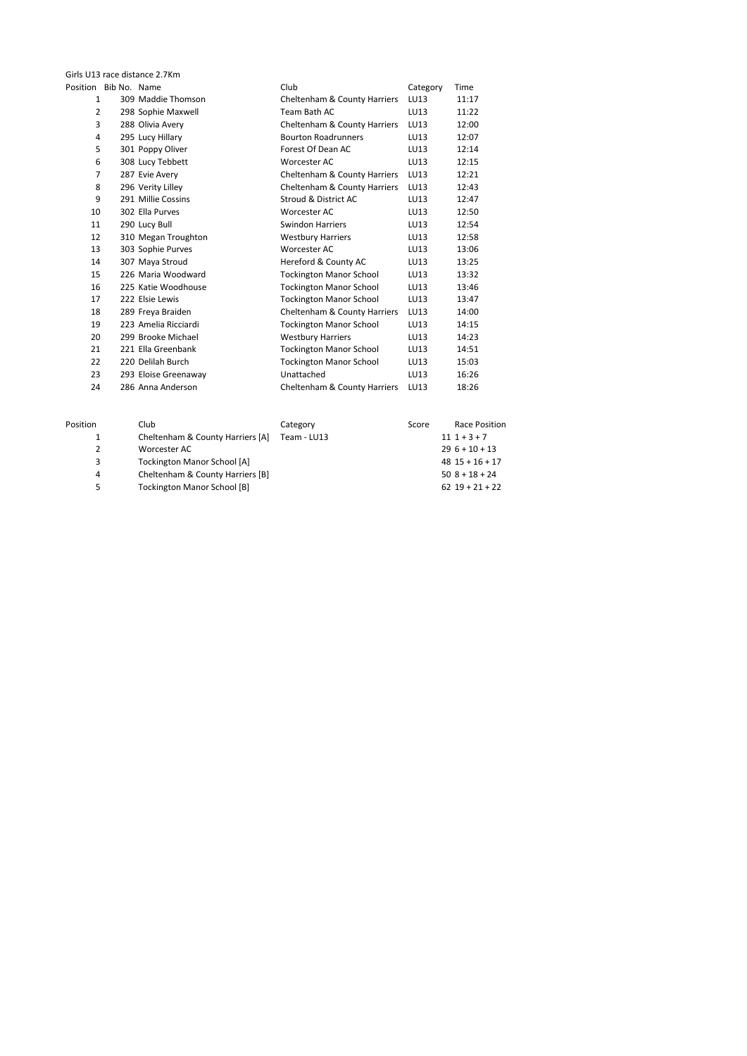Girls U13 race distance 2.7Km

| Position | Bib No. | Name | Club | Category | Time |
|---|---|---|---|---|---|
| 1 | 309 | Maddie Thomson | Cheltenham & County Harriers | LU13 | 11:17 |
| 2 | 298 | Sophie Maxwell | Team Bath AC | LU13 | 11:22 |
| 3 | 288 | Olivia Avery | Cheltenham & County Harriers | LU13 | 12:00 |
| 4 | 295 | Lucy Hillary | Bourton Roadrunners | LU13 | 12:07 |
| 5 | 301 | Poppy Oliver | Forest Of Dean AC | LU13 | 12:14 |
| 6 | 308 | Lucy Tebbett | Worcester AC | LU13 | 12:15 |
| 7 | 287 | Evie Avery | Cheltenham & County Harriers | LU13 | 12:21 |
| 8 | 296 | Verity Lilley | Cheltenham & County Harriers | LU13 | 12:43 |
| 9 | 291 | Millie Cossins | Stroud & District AC | LU13 | 12:47 |
| 10 | 302 | Ella Purves | Worcester AC | LU13 | 12:50 |
| 11 | 290 | Lucy Bull | Swindon Harriers | LU13 | 12:54 |
| 12 | 310 | Megan Troughton | Westbury Harriers | LU13 | 12:58 |
| 13 | 303 | Sophie Purves | Worcester AC | LU13 | 13:06 |
| 14 | 307 | Maya Stroud | Hereford & County AC | LU13 | 13:25 |
| 15 | 226 | Maria Woodward | Tockington Manor School | LU13 | 13:32 |
| 16 | 225 | Katie Woodhouse | Tockington Manor School | LU13 | 13:46 |
| 17 | 222 | Elsie Lewis | Tockington Manor School | LU13 | 13:47 |
| 18 | 289 | Freya Braiden | Cheltenham & County Harriers | LU13 | 14:00 |
| 19 | 223 | Amelia Ricciardi | Tockington Manor School | LU13 | 14:15 |
| 20 | 299 | Brooke Michael | Westbury Harriers | LU13 | 14:23 |
| 21 | 221 | Ella Greenbank | Tockington Manor School | LU13 | 14:51 |
| 22 | 220 | Delilah Burch | Tockington Manor School | LU13 | 15:03 |
| 23 | 293 | Eloise Greenaway | Unattached | LU13 | 16:26 |
| 24 | 286 | Anna Anderson | Cheltenham & County Harriers | LU13 | 18:26 |

| Position | Club | Category | Score | Race Position |
|---|---|---|---|---|
| 1 | Cheltenham & County Harriers [A] | Team - LU13 | 11 | 1 + 3 + 7 |
| 2 | Worcester AC | | 29 | 6 + 10 + 13 |
| 3 | Tockington Manor School [A] | | 48 | 15 + 16 + 17 |
| 4 | Cheltenham & County Harriers [B] | | 50 | 8 + 18 + 24 |
| 5 | Tockington Manor School [B] | | 62 | 19 + 21 + 22 |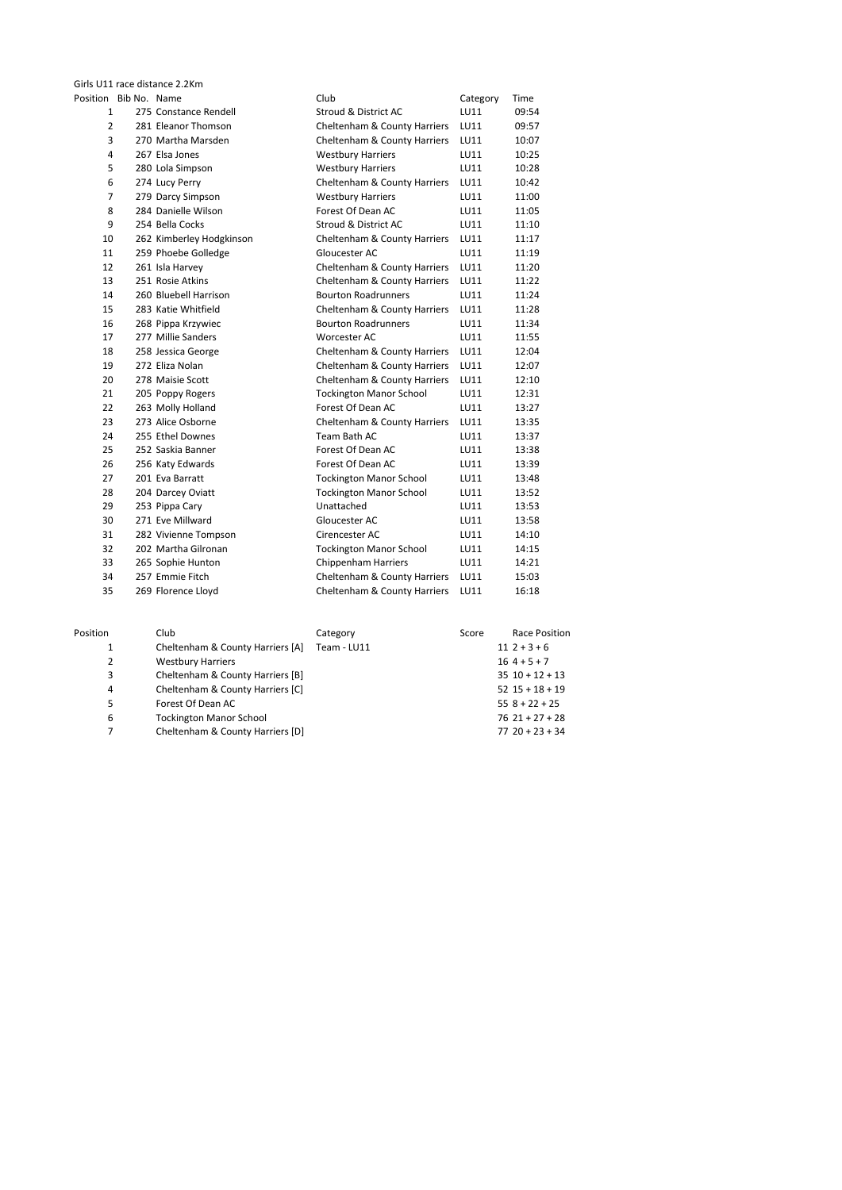Girls U11 race distance 2.2Km

| Position | Bib No. | Name | Club | Category | Time |
|---|---|---|---|---|---|
| 1 | 275 | Constance Rendell | Stroud & District AC | LU11 | 09:54 |
| 2 | 281 | Eleanor Thomson | Cheltenham & County Harriers | LU11 | 09:57 |
| 3 | 270 | Martha Marsden | Cheltenham & County Harriers | LU11 | 10:07 |
| 4 | 267 | Elsa Jones | Westbury Harriers | LU11 | 10:25 |
| 5 | 280 | Lola Simpson | Westbury Harriers | LU11 | 10:28 |
| 6 | 274 | Lucy Perry | Cheltenham & County Harriers | LU11 | 10:42 |
| 7 | 279 | Darcy Simpson | Westbury Harriers | LU11 | 11:00 |
| 8 | 284 | Danielle Wilson | Forest Of Dean AC | LU11 | 11:05 |
| 9 | 254 | Bella Cocks | Stroud & District AC | LU11 | 11:10 |
| 10 | 262 | Kimberley Hodgkinson | Cheltenham & County Harriers | LU11 | 11:17 |
| 11 | 259 | Phoebe Golledge | Gloucester AC | LU11 | 11:19 |
| 12 | 261 | Isla Harvey | Cheltenham & County Harriers | LU11 | 11:20 |
| 13 | 251 | Rosie Atkins | Cheltenham & County Harriers | LU11 | 11:22 |
| 14 | 260 | Bluebell Harrison | Bourton Roadrunners | LU11 | 11:24 |
| 15 | 283 | Katie Whitfield | Cheltenham & County Harriers | LU11 | 11:28 |
| 16 | 268 | Pippa Krzywiec | Bourton Roadrunners | LU11 | 11:34 |
| 17 | 277 | Millie Sanders | Worcester AC | LU11 | 11:55 |
| 18 | 258 | Jessica George | Cheltenham & County Harriers | LU11 | 12:04 |
| 19 | 272 | Eliza Nolan | Cheltenham & County Harriers | LU11 | 12:07 |
| 20 | 278 | Maisie Scott | Cheltenham & County Harriers | LU11 | 12:10 |
| 21 | 205 | Poppy Rogers | Tockington Manor School | LU11 | 12:31 |
| 22 | 263 | Molly Holland | Forest Of Dean AC | LU11 | 13:27 |
| 23 | 273 | Alice Osborne | Cheltenham & County Harriers | LU11 | 13:35 |
| 24 | 255 | Ethel Downes | Team Bath AC | LU11 | 13:37 |
| 25 | 252 | Saskia Banner | Forest Of Dean AC | LU11 | 13:38 |
| 26 | 256 | Katy Edwards | Forest Of Dean AC | LU11 | 13:39 |
| 27 | 201 | Eva Barratt | Tockington Manor School | LU11 | 13:48 |
| 28 | 204 | Darcey Oviatt | Tockington Manor School | LU11 | 13:52 |
| 29 | 253 | Pippa Cary | Unattached | LU11 | 13:53 |
| 30 | 271 | Eve Millward | Gloucester AC | LU11 | 13:58 |
| 31 | 282 | Vivienne Tompson | Cirencester AC | LU11 | 14:10 |
| 32 | 202 | Martha Gilronan | Tockington Manor School | LU11 | 14:15 |
| 33 | 265 | Sophie Hunton | Chippenham Harriers | LU11 | 14:21 |
| 34 | 257 | Emmie Fitch | Cheltenham & County Harriers | LU11 | 15:03 |
| 35 | 269 | Florence Lloyd | Cheltenham & County Harriers | LU11 | 16:18 |

| Position | Club | Category | Score | Race Position |
|---|---|---|---|---|
| 1 | Cheltenham & County Harriers [A] | Team - LU11 | 11 | 2 + 3 + 6 |
| 2 | Westbury Harriers | | 16 | 4 + 5 + 7 |
| 3 | Cheltenham & County Harriers [B] | | 35 | 10 + 12 + 13 |
| 4 | Cheltenham & County Harriers [C] | | 52 | 15 + 18 + 19 |
| 5 | Forest Of Dean AC | | 55 | 8 + 22 + 25 |
| 6 | Tockington Manor School | | 76 | 21 + 27 + 28 |
| 7 | Cheltenham & County Harriers [D] | | 77 | 20 + 23 + 34 |